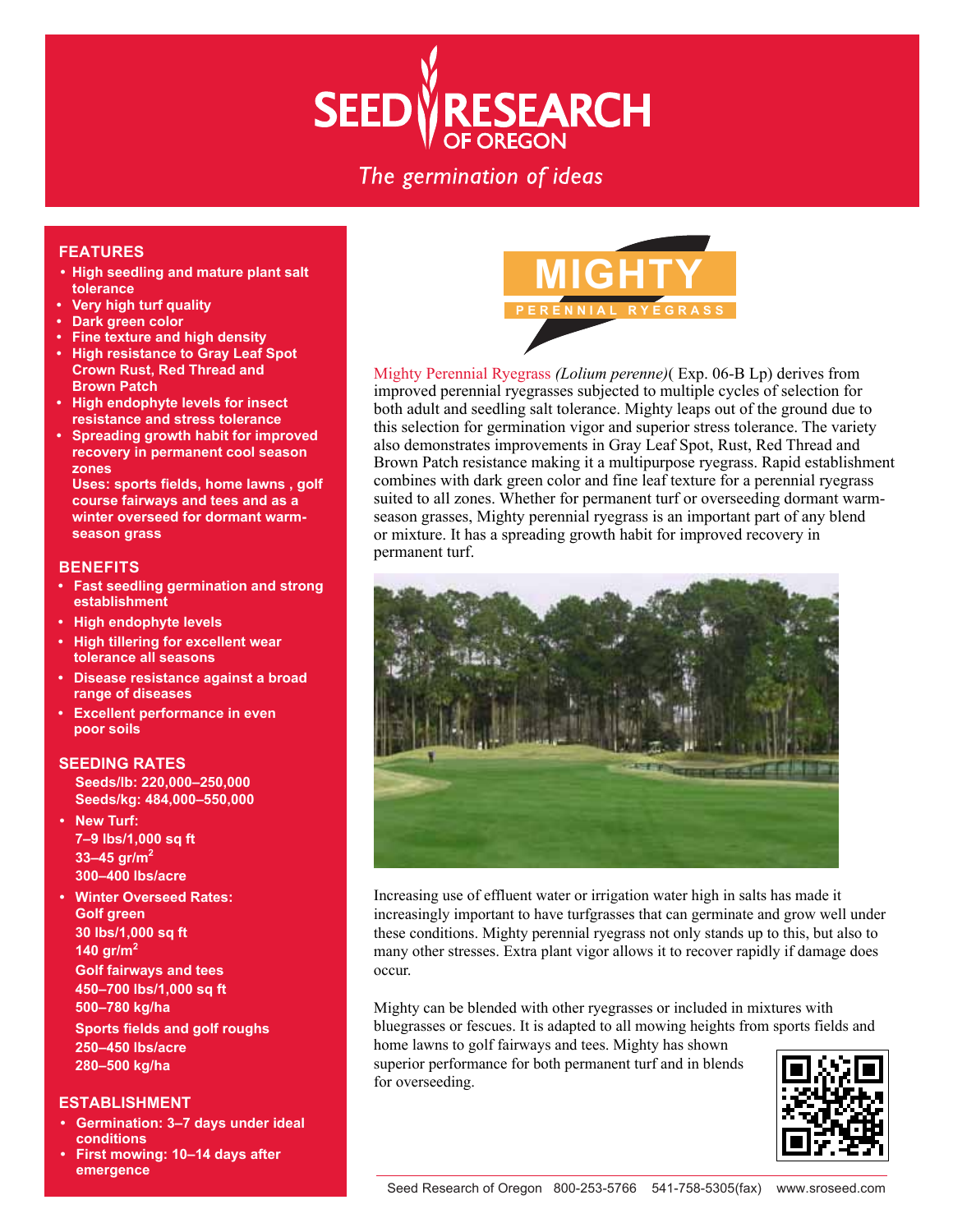# SEED RESEARCH OF OREGON

*The germination of ideas*

## FEATURES

- High seedling and mature plant salt tolerance
- Very high turf quality
- Dark green color
- Fine texture and high density
- High resistance to Gray Leaf Spot Crown Rust, Red Thread and Brown Patch
- High endophyte levels for insect resistance and stress tolerance
- Spreading growth habit for improved recovery in permanent cool season zones

Uses: sports fields, home lawns , golf course fairways and tees and as a winter overseed for dormant warm-season grass

## BENEFITS

- Fast seedling germination and strong establishment
- High endophyte levels
- High tillering for excellent wear tolerance all seasons
- Disease resistance against a broad range of diseases
- Excellent performance in even poor soils

## SEEDING RATES

Seeds/lb: 220,000–250,000
Seeds/kg: 484,000–550,000

- New Turf:
  7–9 lbs/1,000 sq ft
  33–45 gr/m$^2$
  300–400 lbs/acre
- Winter Overseed Rates:
  Golf green
  30 lbs/1,000 sq ft
  140 gr/m$^2$
  Golf fairways and tees
  450–700 lbs/1,000 sq ft
  500–780 kg/ha
  Sports fields and golf roughs
  250–450 lbs/acre
  280–500 kg/ha

## ESTABLISHMENT

- Germination: 3–7 days under ideal conditions
- First mowing: 10–14 days after emergence

# MIGHTY

## PERENNIAL RYEGRASS

Mighty Perennial Ryegrass *(Lolium perenne)*( Exp. 06-B Lp) derives from improved perennial ryegrasses subjected to multiple cycles of selection for both adult and seedling salt tolerance. Mighty leaps out of the ground due to this selection for germination vigor and superior stress tolerance. The variety also demonstrates improvements in Gray Leaf Spot, Rust, Red Thread and Brown Patch resistance making it a multipurpose ryegrass. Rapid establishment combines with dark green color and fine leaf texture for a perennial ryegrass suited to all zones. Whether for permanent turf or overseeding dormant warm-season grasses, Mighty perennial ryegrass is an important part of any blend or mixture. It has a spreading growth habit for improved recovery in permanent turf.

Increasing use of effluent water or irrigation water high in salts has made it increasingly important to have turfgrasses that can germinate and grow well under these conditions. Mighty perennial ryegrass not only stands up to this, but also to many other stresses. Extra plant vigor allows it to recover rapidly if damage does occur.

Mighty can be blended with other ryegrasses or included in mixtures with bluegrasses or fescues. It is adapted to all mowing heights from sports fields and home lawns to golf fairways and tees. Mighty has shown superior performance for both permanent turf and in blends for overseeding.

Seed Research of Oregon 800-253-5766 541-758-5305(fax) www.sroseed.com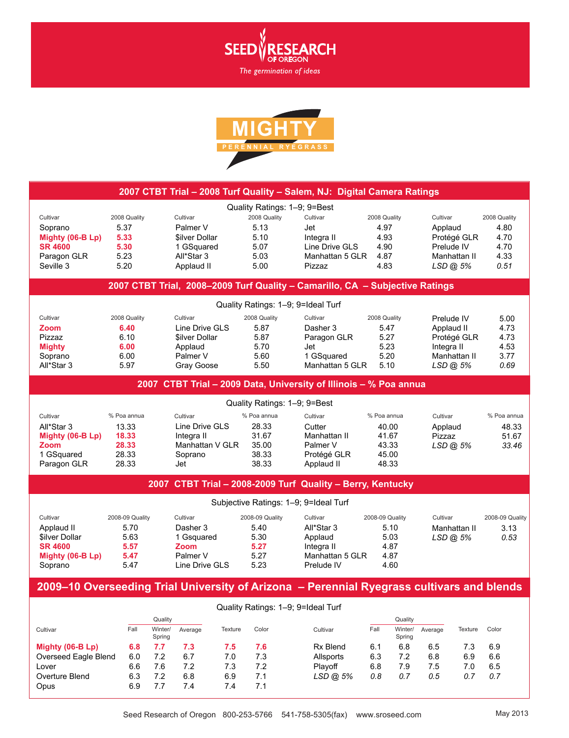SEED RESEARCH OF OREGON

*The germination of ideas*

# MIGHTY

PERENNIAL RYEGRASS

## 2007 CTBT Trial – 2008 Turf Quality – Salem, NJ: Digital Camera Ratings

Quality Ratings: 1–9; 9=Best

| Cultivar | 2008 Quality | Cultivar | 2008 Quality | Cultivar | 2008 Quality | Cultivar | 2008 Quality |
|---|---|---|---|---|---|---|---|
| Soprano | 5.37 | Palmer V | 5.13 | Jet | 4.97 | Applaud | 4.80 |
| **Mighty (06-B Lp)** | **5.33** | $ilver Dollar | 5.10 | Integra II | 4.93 | Protégé GLR | 4.70 |
| **SR 4600** | **5.30** | 1 GSquared | 5.07 | Line Drive GLS | 4.90 | Prelude IV | 4.70 |
| Paragon GLR | 5.23 | All*Star 3 | 5.03 | Manhattan 5 GLR | 4.87 | Manhattan II | 4.33 |
| Seville 3 | 5.20 | Applaud II | 5.00 | Pizzaz | 4.83 | *LSD @ 5%* | *0.51* |

## 2007 CTBT Trial, 2008–2009 Turf Quality – Camarillo, CA – Subjective Ratings

Quality Ratings: 1–9; 9=Ideal Turf

| Cultivar | 2008 Quality | Cultivar | 2008 Quality | Cultivar | 2008 Quality | | |
|---|---|---|---|---|---|---|---|
| **Zoom** | **6.40** | Line Drive GLS | 5.87 | Dasher 3 | 5.47 | Prelude IV | 5.00 |
| Pizzaz | 6.10 | $ilver Dollar | 5.87 | Paragon GLR | 5.27 | Applaud II | 4.73 |
| **Mighty** | **6.00** | Applaud | 5.70 | Jet | 5.23 | Protégé GLR | 4.73 |
| Soprano | 6.00 | Palmer V | 5.60 | 1 GSquared | 5.20 | Integra II | 4.53 |
| All*Star 3 | 5.97 | Gray Goose | 5.50 | Manhattan 5 GLR | 5.10 | Manhattan II | 3.77 |
| | | | | | | *LSD @ 5%* | *0.69* |

## 2007 CTBT Trial – 2009 Data, University of Illinois – % Poa annua

Quality Ratings: 1–9; 9=Best

| Cultivar | % Poa annua | Cultivar | % Poa annua | Cultivar | % Poa annua | Cultivar | % Poa annua |
|---|---|---|---|---|---|---|---|
| All*Star 3 | 13.33 | Line Drive GLS | 28.33 | Cutter | 40.00 | Applaud | 48.33 |
| **Mighty (06-B Lp)** | **18.33** | Integra II | 31.67 | Manhattan II | 41.67 | Pizzaz | 51.67 |
| **Zoom** | **28.33** | Manhattan V GLR | 35.00 | Palmer V | 43.33 | *LSD @ 5%* | *33.46* |
| 1 GSquared | 28.33 | Soprano | 38.33 | Protégé GLR | 45.00 | | |
| Paragon GLR | 28.33 | Jet | 38.33 | Applaud II | 48.33 | | |

## 2007 CTBT Trial – 2008-2009 Turf Quality – Berry, Kentucky

Subjective Ratings: 1–9; 9=Ideal Turf

| Cultivar | 2008-09 Quality | Cultivar | 2008-09 Quality | Cultivar | 2008-09 Quality | Cultivar | 2008-09 Quality |
|---|---|---|---|---|---|---|---|
| Applaud II | 5.70 | Dasher 3 | 5.40 | All*Star 3 | 5.10 | Manhattan II | 3.13 |
| $ilver Dollar | 5.63 | 1 Gsquared | 5.30 | Applaud | 5.03 | *LSD @ 5%* | *0.53* |
| **SR 4600** | **5.57** | **Zoom** | **5.27** | Integra II | 4.87 | | |
| **Mighty (06-B Lp)** | **5.47** | Palmer V | 5.27 | Manhattan 5 GLR | 4.87 | | |
| Soprano | 5.47 | Line Drive GLS | 5.23 | Prelude IV | 4.60 | | |

## 2009–10 Overseeding Trial University of Arizona – Perennial Ryegrass cultivars and blends

Quality Ratings: 1–9; 9=Ideal Turf

| | Quality | | | | | | Quality | | | | |
|---|---|---|---|---|---|---|---|---|---|---|---|
| Cultivar | Fall | Winter/ Spring | Average | Texture | Color | Cultivar | Fall | Winter/ Spring | Average | Texture | Color |
| **Mighty (06-B Lp)** | **6.8** | **7.7** | **7.3** | **7.5** | **7.6** | Rx Blend | 6.1 | 6.8 | 6.5 | 7.3 | 6.9 |
| Overseed Eagle Blend | 6.0 | 7.2 | 6.7 | 7.0 | 7.3 | Allsports | 6.3 | 7.2 | 6.8 | 6.9 | 6.6 |
| Lover | 6.6 | 7.6 | 7.2 | 7.3 | 7.2 | Playoff | 6.8 | 7.9 | 7.5 | 7.0 | 6.5 |
| Overture Blend | 6.3 | 7.2 | 6.8 | 6.9 | 7.1 | *LSD @ 5%* | *0.8* | *0.7* | *0.5* | *0.7* | *0.7* |
| Opus | 6.9 | 7.7 | 7.4 | 7.4 | 7.1 | | | | | | |

Seed Research of Oregon 800-253-5766 541-758-5305(fax) www.sroseed.com

May 2013